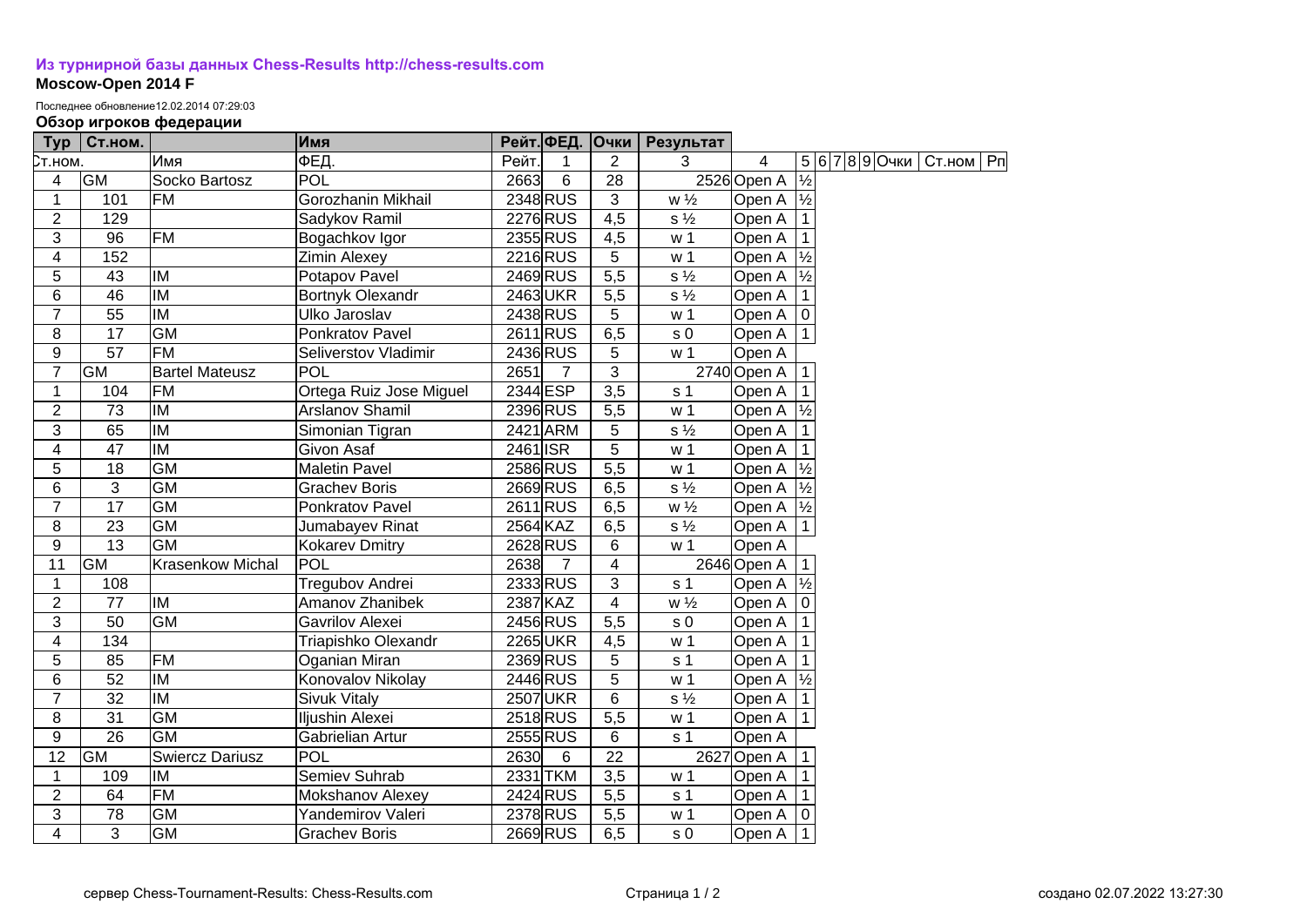**Из турнирной базы данных Chess-Results http://chess-results.com**

**Moscow-Open 2014 F**

Последнее обновление12.02.2014 07:29:03

**Обзор игроков федерации**

| Тур | Ст.ном. | | Имя | Рейт. | ФЕД. | Очки | Результат | | | | | | | | | |
|---|---|---|---|---|---|---|---|---|---|---|---|---|---|---|---|---|
| Ст.ном. | | Имя | ФЕД. | Рейт. | 1 | 2 | 3 | 4 | 5 | 6 | 7 | 8 | 9 | Очки | Ст.ном | Рп |
| 4 | GM | Socko Bartosz | POL | 2663 | 6 | 28 | 2526 | Open A | ½ | | | | | | | |
| 1 | 101 | FM | Gorozhanin Mikhail | 2348 | RUS | 3 | w ½ | Open A | ½ | | | | | | | |
| 2 | 129 | | Sadykov Ramil | 2276 | RUS | 4,5 | s ½ | Open A | 1 | | | | | | | |
| 3 | 96 | FM | Bogachkov Igor | 2355 | RUS | 4,5 | w 1 | Open A | 1 | | | | | | | |
| 4 | 152 | | Zimin Alexey | 2216 | RUS | 5 | w 1 | Open A | ½ | | | | | | | |
| 5 | 43 | IM | Potapov Pavel | 2469 | RUS | 5,5 | s ½ | Open A | ½ | | | | | | | |
| 6 | 46 | IM | Bortnyk Olexandr | 2463 | UKR | 5,5 | s ½ | Open A | 1 | | | | | | | |
| 7 | 55 | IM | Ulko Jaroslav | 2438 | RUS | 5 | w 1 | Open A | 0 | | | | | | | |
| 8 | 17 | GM | Ponkratov Pavel | 2611 | RUS | 6,5 | s 0 | Open A | 1 | | | | | | | |
| 9 | 57 | FM | Seliverstov Vladimir | 2436 | RUS | 5 | w 1 | Open A | | | | | | | | |
| 7 | GM | Bartel Mateusz | POL | 2651 | 7 | 3 | 2740 | Open A | 1 | | | | | | | |
| 1 | 104 | FM | Ortega Ruiz Jose Miguel | 2344 | ESP | 3,5 | s 1 | Open A | 1 | | | | | | | |
| 2 | 73 | IM | Arslanov Shamil | 2396 | RUS | 5,5 | w 1 | Open A | ½ | | | | | | | |
| 3 | 65 | IM | Simonian Tigran | 2421 | ARM | 5 | s ½ | Open A | 1 | | | | | | | |
| 4 | 47 | IM | Givon Asaf | 2461 | ISR | 5 | w 1 | Open A | 1 | | | | | | | |
| 5 | 18 | GM | Maletin Pavel | 2586 | RUS | 5,5 | w 1 | Open A | ½ | | | | | | | |
| 6 | 3 | GM | Grachev Boris | 2669 | RUS | 6,5 | s ½ | Open A | ½ | | | | | | | |
| 7 | 17 | GM | Ponkratov Pavel | 2611 | RUS | 6,5 | w ½ | Open A | ½ | | | | | | | |
| 8 | 23 | GM | Jumabayev Rinat | 2564 | KAZ | 6,5 | s ½ | Open A | 1 | | | | | | | |
| 9 | 13 | GM | Kokarev Dmitry | 2628 | RUS | 6 | w 1 | Open A | | | | | | | | |
| 11 | GM | Krasenkow Michal | POL | 2638 | 7 | 4 | 2646 | Open A | 1 | | | | | | | |
| 1 | 108 | | Tregubov Andrei | 2333 | RUS | 3 | s 1 | Open A | ½ | | | | | | | |
| 2 | 77 | IM | Amanov Zhanibek | 2387 | KAZ | 4 | w ½ | Open A | 0 | | | | | | | |
| 3 | 50 | GM | Gavrilov Alexei | 2456 | RUS | 5,5 | s 0 | Open A | 1 | | | | | | | |
| 4 | 134 | | Triapishko Olexandr | 2265 | UKR | 4,5 | w 1 | Open A | 1 | | | | | | | |
| 5 | 85 | FM | Oganian Miran | 2369 | RUS | 5 | s 1 | Open A | 1 | | | | | | | |
| 6 | 52 | IM | Konovalov Nikolay | 2446 | RUS | 5 | w 1 | Open A | ½ | | | | | | | |
| 7 | 32 | IM | Sivuk Vitaly | 2507 | UKR | 6 | s ½ | Open A | 1 | | | | | | | |
| 8 | 31 | GM | Iljushin Alexei | 2518 | RUS | 5,5 | w 1 | Open A | 1 | | | | | | | |
| 9 | 26 | GM | Gabrielian Artur | 2555 | RUS | 6 | s 1 | Open A | | | | | | | | |
| 12 | GM | Swiercz Dariusz | POL | 2630 | 6 | 22 | 2627 | Open A | 1 | | | | | | | |
| 1 | 109 | IM | Semiev Suhrab | 2331 | TKM | 3,5 | w 1 | Open A | 1 | | | | | | | |
| 2 | 64 | FM | Mokshanov Alexey | 2424 | RUS | 5,5 | s 1 | Open A | 1 | | | | | | | |
| 3 | 78 | GM | Yandemirov Valeri | 2378 | RUS | 5,5 | w 1 | Open A | 0 | | | | | | | |
| 4 | 3 | GM | Grachev Boris | 2669 | RUS | 6,5 | s 0 | Open A | 1 | | | | | | | |

сервер Chess-Tournament-Results: Chess-Results.com

создано 02.07.2022 13:27:30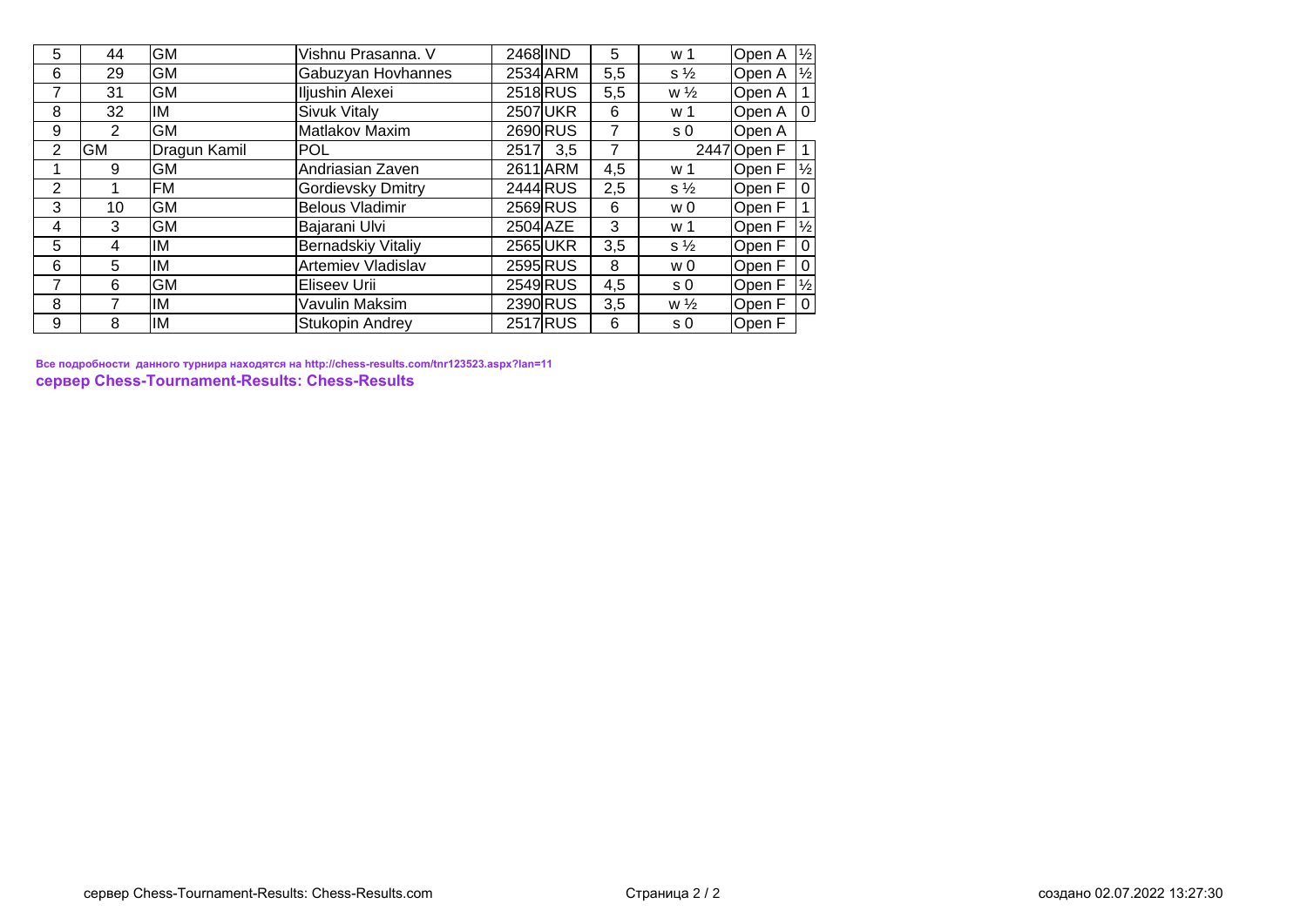| | | | | | | | | | |
|---|---|---|---|---|---|---|---|---|---|
| 5 | 44 | GM | Vishnu Prasanna. V | 2468 | IND | 5 | w 1 | Open A | ½ |
| 6 | 29 | GM | Gabuzyan Hovhannes | 2534 | ARM | 5,5 | s ½ | Open A | ½ |
| 7 | 31 | GM | Iljushin Alexei | 2518 | RUS | 5,5 | w ½ | Open A | 1 |
| 8 | 32 | IM | Sivuk Vitaly | 2507 | UKR | 6 | w 1 | Open A | 0 |
| 9 | 2 | GM | Matlakov Maxim | 2690 | RUS | 7 | s 0 | Open A | |
| 2 | GM | Dragun Kamil | POL | 2517 | 3,5 | 7 | 2447 | Open F | 1 |
| 1 | 9 | GM | Andriasian Zaven | 2611 | ARM | 4,5 | w 1 | Open F | ½ |
| 2 | 1 | FM | Gordievsky Dmitry | 2444 | RUS | 2,5 | s ½ | Open F | 0 |
| 3 | 10 | GM | Belous Vladimir | 2569 | RUS | 6 | w 0 | Open F | 1 |
| 4 | 3 | GM | Bajarani Ulvi | 2504 | AZE | 3 | w 1 | Open F | ½ |
| 5 | 4 | IM | Bernadskiy Vitaliy | 2565 | UKR | 3,5 | s ½ | Open F | 0 |
| 6 | 5 | IM | Artemiev Vladislav | 2595 | RUS | 8 | w 0 | Open F | 0 |
| 7 | 6 | GM | Eliseev Urii | 2549 | RUS | 4,5 | s 0 | Open F | ½ |
| 8 | 7 | IM | Vavulin Maksim | 2390 | RUS | 3,5 | w ½ | Open F | 0 |
| 9 | 8 | IM | Stukopin Andrey | 2517 | RUS | 6 | s 0 | Open F | |

**Все подробности данного турнира находятся на http://chess-results.com/tnr123523.aspx?lan=11**
**сервер Chess-Tournament-Results: Chess-Results**